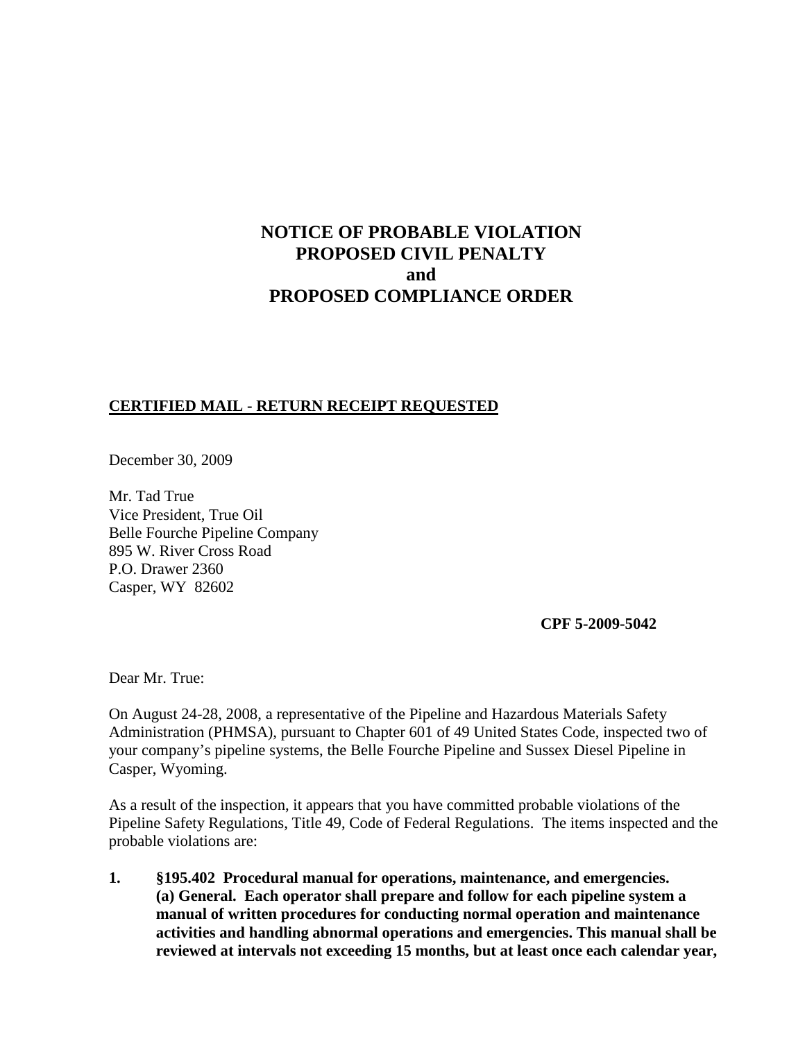# NOTICE OF PROBABLE VIOLATION
# PROPOSED CIVIL PENALTY
# and
# PROPOSED COMPLIANCE ORDER

**CERTIFIED MAIL - RETURN RECEIPT REQUESTED**

December 30, 2009

Mr. Tad True
Vice President, True Oil
Belle Fourche Pipeline Company
895 W. River Cross Road
P.O. Drawer 2360
Casper, WY 82602

**CPF 5-2009-5042**

Dear Mr. True:

On August 24-28, 2008, a representative of the Pipeline and Hazardous Materials Safety Administration (PHMSA), pursuant to Chapter 601 of 49 United States Code, inspected two of your company's pipeline systems, the Belle Fourche Pipeline and Sussex Diesel Pipeline in Casper, Wyoming.

As a result of the inspection, it appears that you have committed probable violations of the Pipeline Safety Regulations, Title 49, Code of Federal Regulations. The items inspected and the probable violations are:

1. **§195.402 Procedural manual for operations, maintenance, and emergencies. (a) General. Each operator shall prepare and follow for each pipeline system a manual of written procedures for conducting normal operation and maintenance activities and handling abnormal operations and emergencies. This manual shall be reviewed at intervals not exceeding 15 months, but at least once each calendar year,**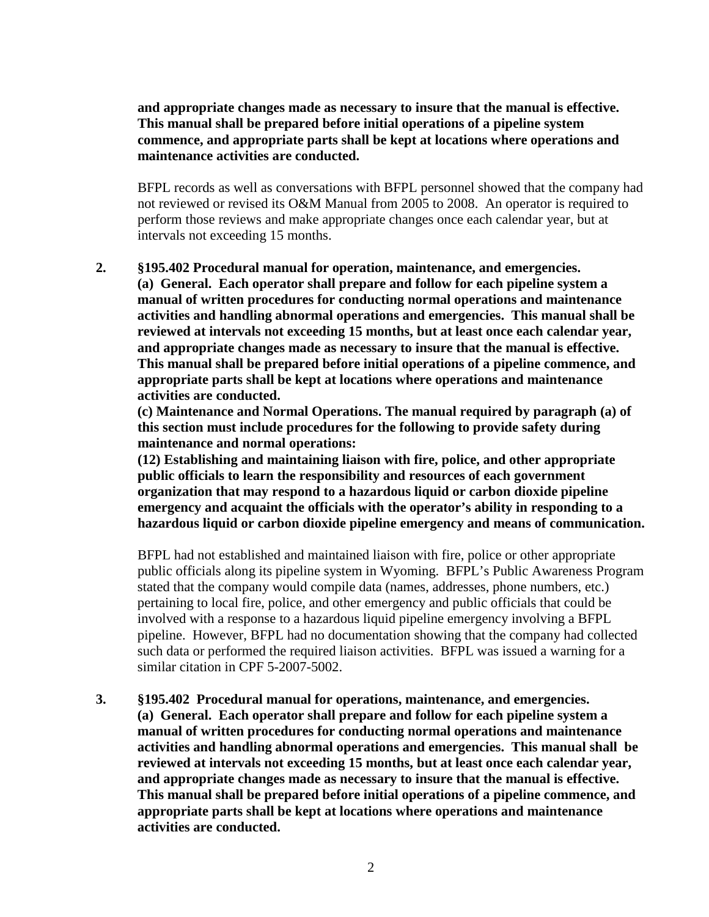**and appropriate changes made as necessary to insure that the manual is effective. This manual shall be prepared before initial operations of a pipeline system commence, and appropriate parts shall be kept at locations where operations and maintenance activities are conducted.**

BFPL records as well as conversations with BFPL personnel showed that the company had not reviewed or revised its O&M Manual from 2005 to 2008. An operator is required to perform those reviews and make appropriate changes once each calendar year, but at intervals not exceeding 15 months.

2. **§195.402 Procedural manual for operation, maintenance, and emergencies.**
   **(a) General. Each operator shall prepare and follow for each pipeline system a manual of written procedures for conducting normal operations and maintenance activities and handling abnormal operations and emergencies. This manual shall be reviewed at intervals not exceeding 15 months, but at least once each calendar year, and appropriate changes made as necessary to insure that the manual is effective. This manual shall be prepared before initial operations of a pipeline commence, and appropriate parts shall be kept at locations where operations and maintenance activities are conducted.**
   **(c) Maintenance and Normal Operations. The manual required by paragraph (a) of this section must include procedures for the following to provide safety during maintenance and normal operations:**
   **(12) Establishing and maintaining liaison with fire, police, and other appropriate public officials to learn the responsibility and resources of each government organization that may respond to a hazardous liquid or carbon dioxide pipeline emergency and acquaint the officials with the operator's ability in responding to a hazardous liquid or carbon dioxide pipeline emergency and means of communication.**

   BFPL had not established and maintained liaison with fire, police or other appropriate public officials along its pipeline system in Wyoming. BFPL's Public Awareness Program stated that the company would compile data (names, addresses, phone numbers, etc.) pertaining to local fire, police, and other emergency and public officials that could be involved with a response to a hazardous liquid pipeline emergency involving a BFPL pipeline. However, BFPL had no documentation showing that the company had collected such data or performed the required liaison activities. BFPL was issued a warning for a similar citation in CPF 5-2007-5002.

3. **§195.402 Procedural manual for operations, maintenance, and emergencies.**
   **(a) General. Each operator shall prepare and follow for each pipeline system a manual of written procedures for conducting normal operations and maintenance activities and handling abnormal operations and emergencies. This manual shall be reviewed at intervals not exceeding 15 months, but at least once each calendar year, and appropriate changes made as necessary to insure that the manual is effective. This manual shall be prepared before initial operations of a pipeline commence, and appropriate parts shall be kept at locations where operations and maintenance activities are conducted.**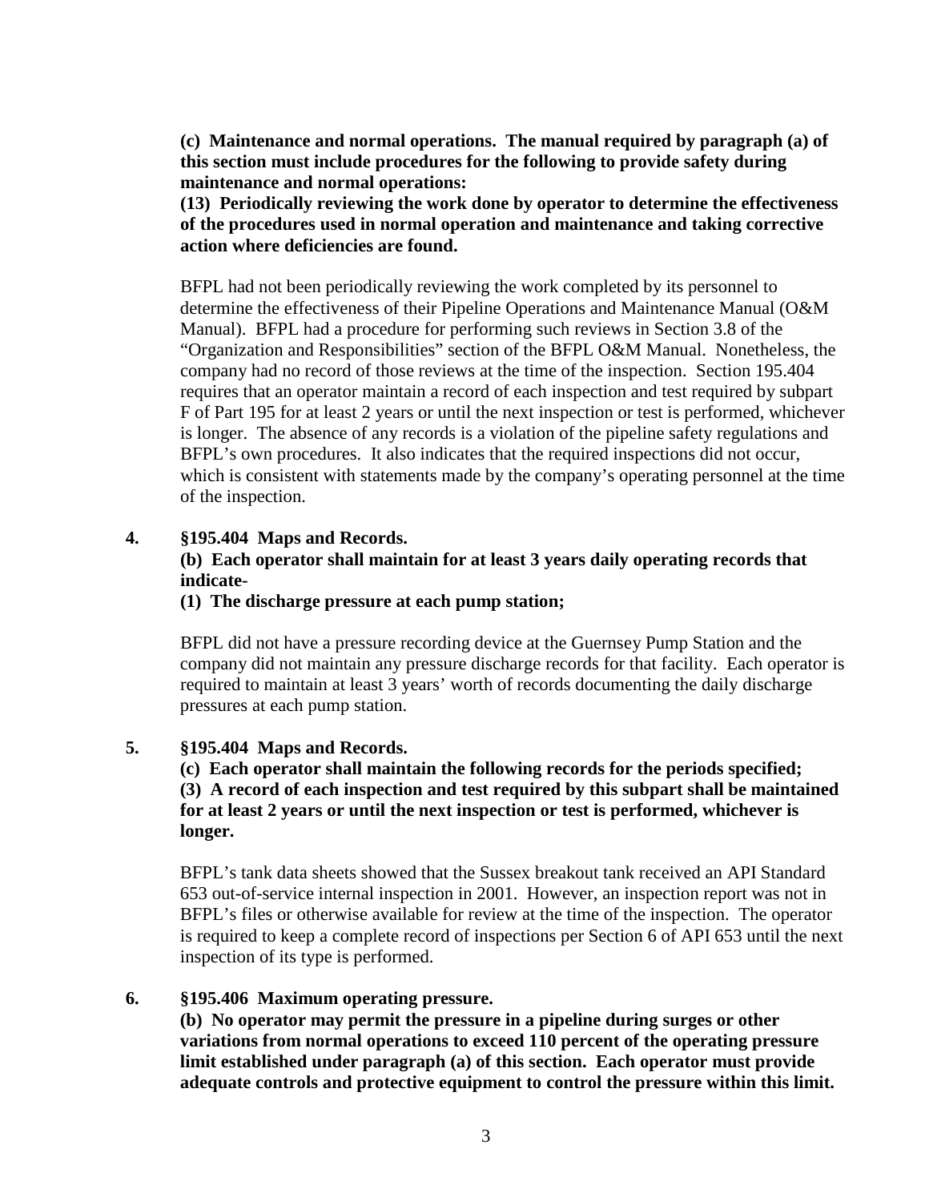**(c) Maintenance and normal operations. The manual required by paragraph (a) of this section must include procedures for the following to provide safety during maintenance and normal operations:**

**(13) Periodically reviewing the work done by operator to determine the effectiveness of the procedures used in normal operation and maintenance and taking corrective action where deficiencies are found.**

BFPL had not been periodically reviewing the work completed by its personnel to determine the effectiveness of their Pipeline Operations and Maintenance Manual (O&M Manual). BFPL had a procedure for performing such reviews in Section 3.8 of the "Organization and Responsibilities" section of the BFPL O&M Manual. Nonetheless, the company had no record of those reviews at the time of the inspection. Section 195.404 requires that an operator maintain a record of each inspection and test required by subpart F of Part 195 for at least 2 years or until the next inspection or test is performed, whichever is longer. The absence of any records is a violation of the pipeline safety regulations and BFPL's own procedures. It also indicates that the required inspections did not occur, which is consistent with statements made by the company's operating personnel at the time of the inspection.

**4. §195.404 Maps and Records.**

**(b) Each operator shall maintain for at least 3 years daily operating records that indicate-**

**(1) The discharge pressure at each pump station;**

BFPL did not have a pressure recording device at the Guernsey Pump Station and the company did not maintain any pressure discharge records for that facility. Each operator is required to maintain at least 3 years' worth of records documenting the daily discharge pressures at each pump station.

**5. §195.404 Maps and Records.**

**(c) Each operator shall maintain the following records for the periods specified;**

**(3) A record of each inspection and test required by this subpart shall be maintained for at least 2 years or until the next inspection or test is performed, whichever is longer.**

BFPL's tank data sheets showed that the Sussex breakout tank received an API Standard 653 out-of-service internal inspection in 2001. However, an inspection report was not in BFPL's files or otherwise available for review at the time of the inspection. The operator is required to keep a complete record of inspections per Section 6 of API 653 until the next inspection of its type is performed.

**6. §195.406 Maximum operating pressure.**

**(b) No operator may permit the pressure in a pipeline during surges or other variations from normal operations to exceed 110 percent of the operating pressure limit established under paragraph (a) of this section. Each operator must provide adequate controls and protective equipment to control the pressure within this limit.**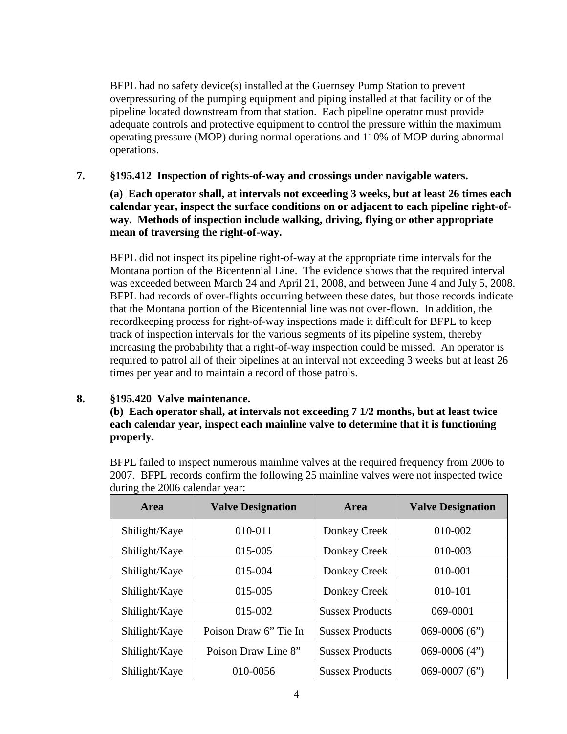BFPL had no safety device(s) installed at the Guernsey Pump Station to prevent overpressuring of the pumping equipment and piping installed at that facility or of the pipeline located downstream from that station. Each pipeline operator must provide adequate controls and protective equipment to control the pressure within the maximum operating pressure (MOP) during normal operations and 110% of MOP during abnormal operations.

**7. §195.412 Inspection of rights-of-way and crossings under navigable waters.**

**(a) Each operator shall, at intervals not exceeding 3 weeks, but at least 26 times each calendar year, inspect the surface conditions on or adjacent to each pipeline right-of-way. Methods of inspection include walking, driving, flying or other appropriate mean of traversing the right-of-way.**

BFPL did not inspect its pipeline right-of-way at the appropriate time intervals for the Montana portion of the Bicentennial Line. The evidence shows that the required interval was exceeded between March 24 and April 21, 2008, and between June 4 and July 5, 2008. BFPL had records of over-flights occurring between these dates, but those records indicate that the Montana portion of the Bicentennial line was not over-flown. In addition, the recordkeeping process for right-of-way inspections made it difficult for BFPL to keep track of inspection intervals for the various segments of its pipeline system, thereby increasing the probability that a right-of-way inspection could be missed. An operator is required to patrol all of their pipelines at an interval not exceeding 3 weeks but at least 26 times per year and to maintain a record of those patrols.

**8. §195.420 Valve maintenance.**

**(b) Each operator shall, at intervals not exceeding 7 1/2 months, but at least twice each calendar year, inspect each mainline valve to determine that it is functioning properly.**

BFPL failed to inspect numerous mainline valves at the required frequency from 2006 to 2007. BFPL records confirm the following 25 mainline valves were not inspected twice during the 2006 calendar year:

| Area | Valve Designation | Area | Valve Designation |
|---|---|---|---|
| Shilight/Kaye | 010-011 | Donkey Creek | 010-002 |
| Shilight/Kaye | 015-005 | Donkey Creek | 010-003 |
| Shilight/Kaye | 015-004 | Donkey Creek | 010-001 |
| Shilight/Kaye | 015-005 | Donkey Creek | 010-101 |
| Shilight/Kaye | 015-002 | Sussex Products | 069-0001 |
| Shilight/Kaye | Poison Draw 6" Tie In | Sussex Products | 069-0006 (6") |
| Shilight/Kaye | Poison Draw Line 8" | Sussex Products | 069-0006 (4") |
| Shilight/Kaye | 010-0056 | Sussex Products | 069-0007 (6") |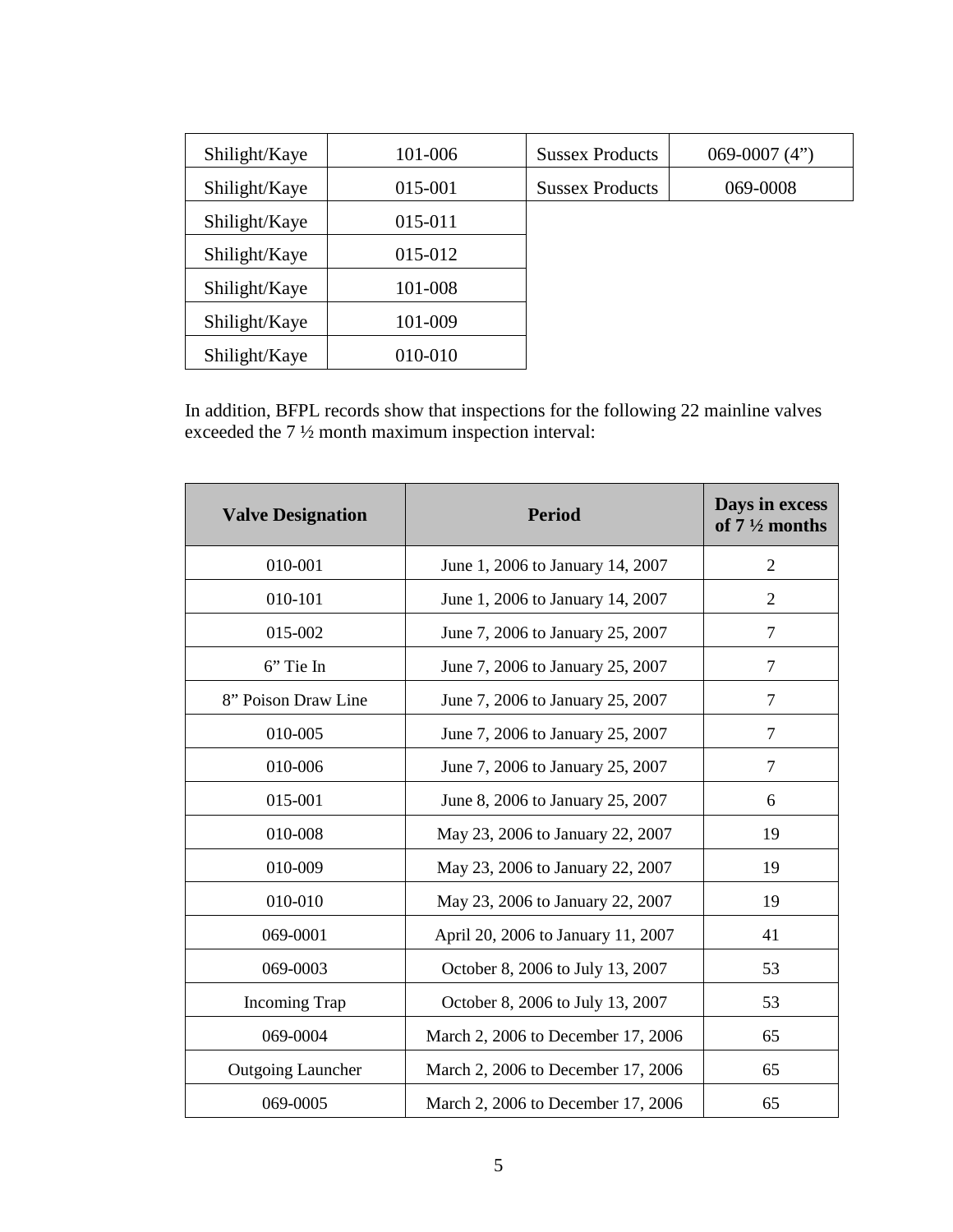| Shilight/Kaye | 101-006 | Sussex Products | 069-0007 (4”) |
|---|---|---|---|
| Shilight/Kaye | 015-001 | Sussex Products | 069-0008 |
| Shilight/Kaye | 015-011 | | |
| Shilight/Kaye | 015-012 | | |
| Shilight/Kaye | 101-008 | | |
| Shilight/Kaye | 101-009 | | |
| Shilight/Kaye | 010-010 | | |

In addition, BFPL records show that inspections for the following 22 mainline valves exceeded the 7 ½ month maximum inspection interval:

| Valve Designation | Period | Days in excess of 7 ½ months |
|---|---|---|
| 010-001 | June 1, 2006 to January 14, 2007 | 2 |
| 010-101 | June 1, 2006 to January 14, 2007 | 2 |
| 015-002 | June 7, 2006 to January 25, 2007 | 7 |
| 6” Tie In | June 7, 2006 to January 25, 2007 | 7 |
| 8” Poison Draw Line | June 7, 2006 to January 25, 2007 | 7 |
| 010-005 | June 7, 2006 to January 25, 2007 | 7 |
| 010-006 | June 7, 2006 to January 25, 2007 | 7 |
| 015-001 | June 8, 2006 to January 25, 2007 | 6 |
| 010-008 | May 23, 2006 to January 22, 2007 | 19 |
| 010-009 | May 23, 2006 to January 22, 2007 | 19 |
| 010-010 | May 23, 2006 to January 22, 2007 | 19 |
| 069-0001 | April 20, 2006 to January 11, 2007 | 41 |
| 069-0003 | October 8, 2006 to July 13, 2007 | 53 |
| Incoming Trap | October 8, 2006 to July 13, 2007 | 53 |
| 069-0004 | March 2, 2006 to December 17, 2006 | 65 |
| Outgoing Launcher | March 2, 2006 to December 17, 2006 | 65 |
| 069-0005 | March 2, 2006 to December 17, 2006 | 65 |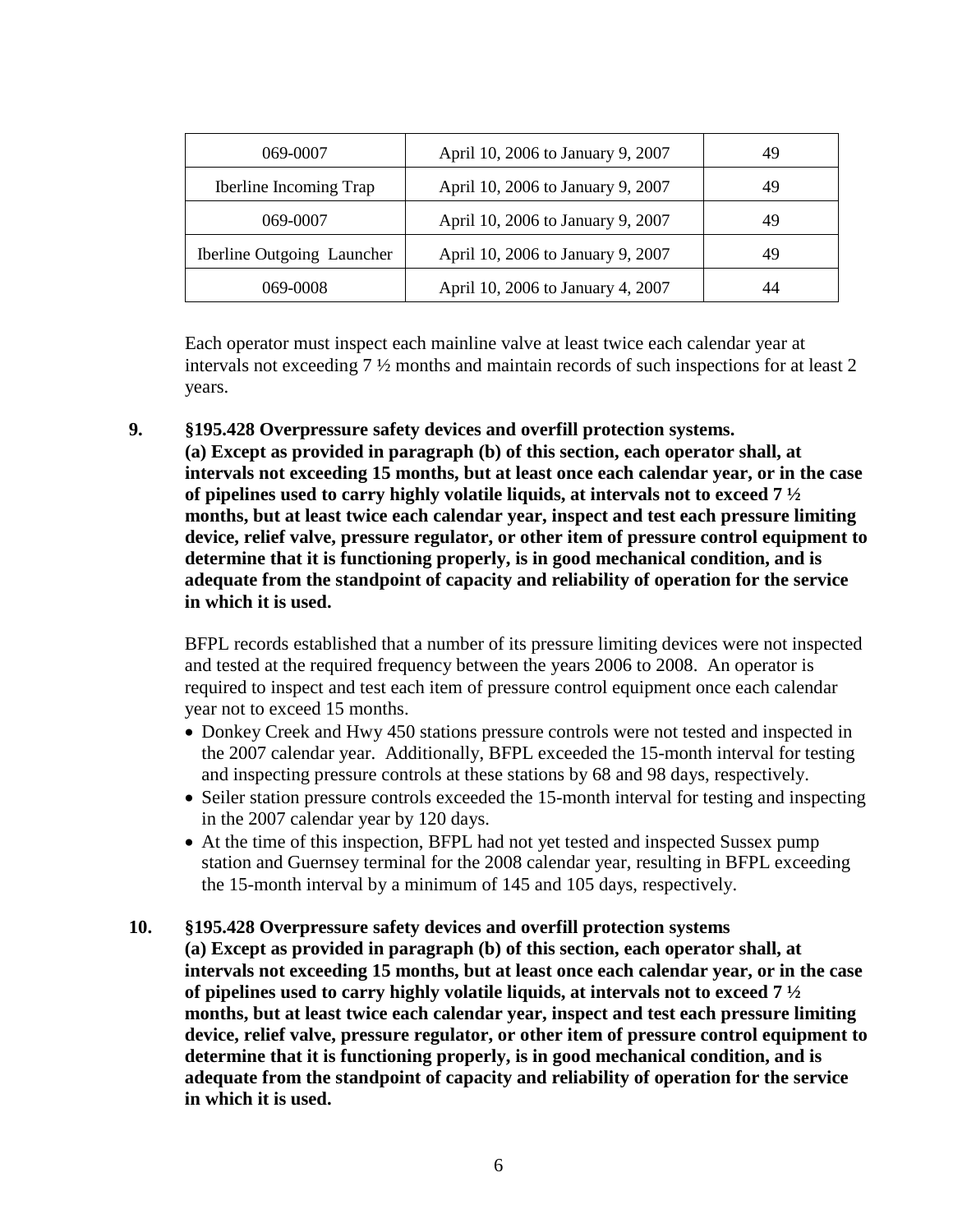| 069-0007 | April 10, 2006 to January 9, 2007 | 49 |
|---|---|---|
| Iberline Incoming Trap | April 10, 2006 to January 9, 2007 | 49 |
| 069-0007 | April 10, 2006 to January 9, 2007 | 49 |
| Iberline Outgoing Launcher | April 10, 2006 to January 9, 2007 | 49 |
| 069-0008 | April 10, 2006 to January 4, 2007 | 44 |

Each operator must inspect each mainline valve at least twice each calendar year at intervals not exceeding 7 ½ months and maintain records of such inspections for at least 2 years.

**9. §195.428 Overpressure safety devices and overfill protection systems.**
**(a) Except as provided in paragraph (b) of this section, each operator shall, at intervals not exceeding 15 months, but at least once each calendar year, or in the case of pipelines used to carry highly volatile liquids, at intervals not to exceed 7 ½ months, but at least twice each calendar year, inspect and test each pressure limiting device, relief valve, pressure regulator, or other item of pressure control equipment to determine that it is functioning properly, is in good mechanical condition, and is adequate from the standpoint of capacity and reliability of operation for the service in which it is used.**

BFPL records established that a number of its pressure limiting devices were not inspected and tested at the required frequency between the years 2006 to 2008. An operator is required to inspect and test each item of pressure control equipment once each calendar year not to exceed 15 months.

- Donkey Creek and Hwy 450 stations pressure controls were not tested and inspected in the 2007 calendar year. Additionally, BFPL exceeded the 15-month interval for testing and inspecting pressure controls at these stations by 68 and 98 days, respectively.
- Seiler station pressure controls exceeded the 15-month interval for testing and inspecting in the 2007 calendar year by 120 days.
- At the time of this inspection, BFPL had not yet tested and inspected Sussex pump station and Guernsey terminal for the 2008 calendar year, resulting in BFPL exceeding the 15-month interval by a minimum of 145 and 105 days, respectively.

**10. §195.428 Overpressure safety devices and overfill protection systems**
**(a) Except as provided in paragraph (b) of this section, each operator shall, at intervals not exceeding 15 months, but at least once each calendar year, or in the case of pipelines used to carry highly volatile liquids, at intervals not to exceed 7 ½ months, but at least twice each calendar year, inspect and test each pressure limiting device, relief valve, pressure regulator, or other item of pressure control equipment to determine that it is functioning properly, is in good mechanical condition, and is adequate from the standpoint of capacity and reliability of operation for the service in which it is used.**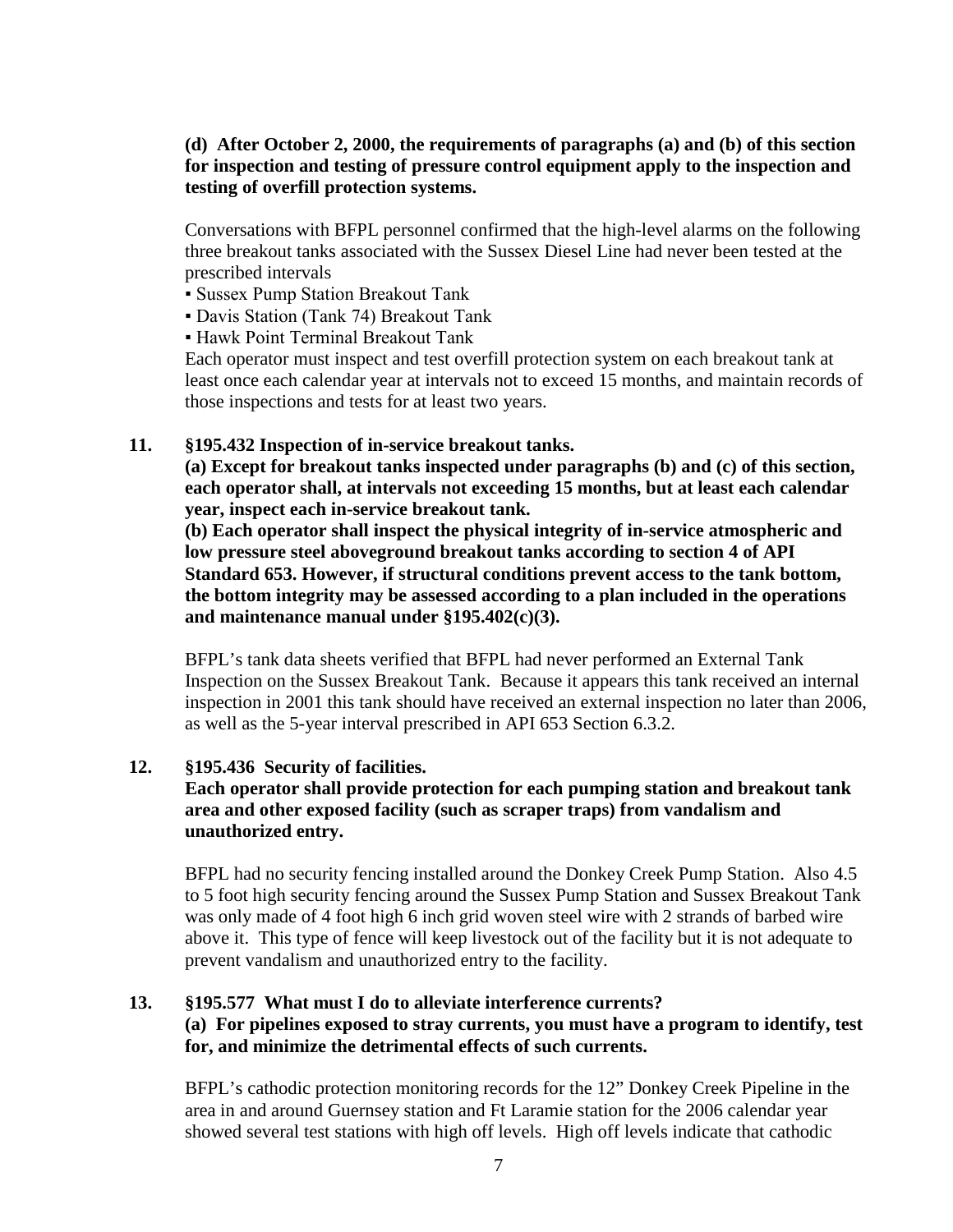**(d) After October 2, 2000, the requirements of paragraphs (a) and (b) of this section for inspection and testing of pressure control equipment apply to the inspection and testing of overfill protection systems.**

Conversations with BFPL personnel confirmed that the high-level alarms on the following three breakout tanks associated with the Sussex Diesel Line had never been tested at the prescribed intervals

▪ Sussex Pump Station Breakout Tank
▪ Davis Station (Tank 74) Breakout Tank
▪ Hawk Point Terminal Breakout Tank

Each operator must inspect and test overfill protection system on each breakout tank at least once each calendar year at intervals not to exceed 15 months, and maintain records of those inspections and tests for at least two years.

**11. §195.432 Inspection of in-service breakout tanks.**

**(a) Except for breakout tanks inspected under paragraphs (b) and (c) of this section, each operator shall, at intervals not exceeding 15 months, but at least each calendar year, inspect each in-service breakout tank.**

**(b) Each operator shall inspect the physical integrity of in-service atmospheric and low pressure steel aboveground breakout tanks according to section 4 of API Standard 653. However, if structural conditions prevent access to the tank bottom, the bottom integrity may be assessed according to a plan included in the operations and maintenance manual under §195.402(c)(3).**

BFPL's tank data sheets verified that BFPL had never performed an External Tank Inspection on the Sussex Breakout Tank. Because it appears this tank received an internal inspection in 2001 this tank should have received an external inspection no later than 2006, as well as the 5-year interval prescribed in API 653 Section 6.3.2.

**12. §195.436 Security of facilities.**

**Each operator shall provide protection for each pumping station and breakout tank area and other exposed facility (such as scraper traps) from vandalism and unauthorized entry.**

BFPL had no security fencing installed around the Donkey Creek Pump Station. Also 4.5 to 5 foot high security fencing around the Sussex Pump Station and Sussex Breakout Tank was only made of 4 foot high 6 inch grid woven steel wire with 2 strands of barbed wire above it. This type of fence will keep livestock out of the facility but it is not adequate to prevent vandalism and unauthorized entry to the facility.

**13. §195.577 What must I do to alleviate interference currents?**

**(a) For pipelines exposed to stray currents, you must have a program to identify, test for, and minimize the detrimental effects of such currents.**

BFPL's cathodic protection monitoring records for the 12" Donkey Creek Pipeline in the area in and around Guernsey station and Ft Laramie station for the 2006 calendar year showed several test stations with high off levels. High off levels indicate that cathodic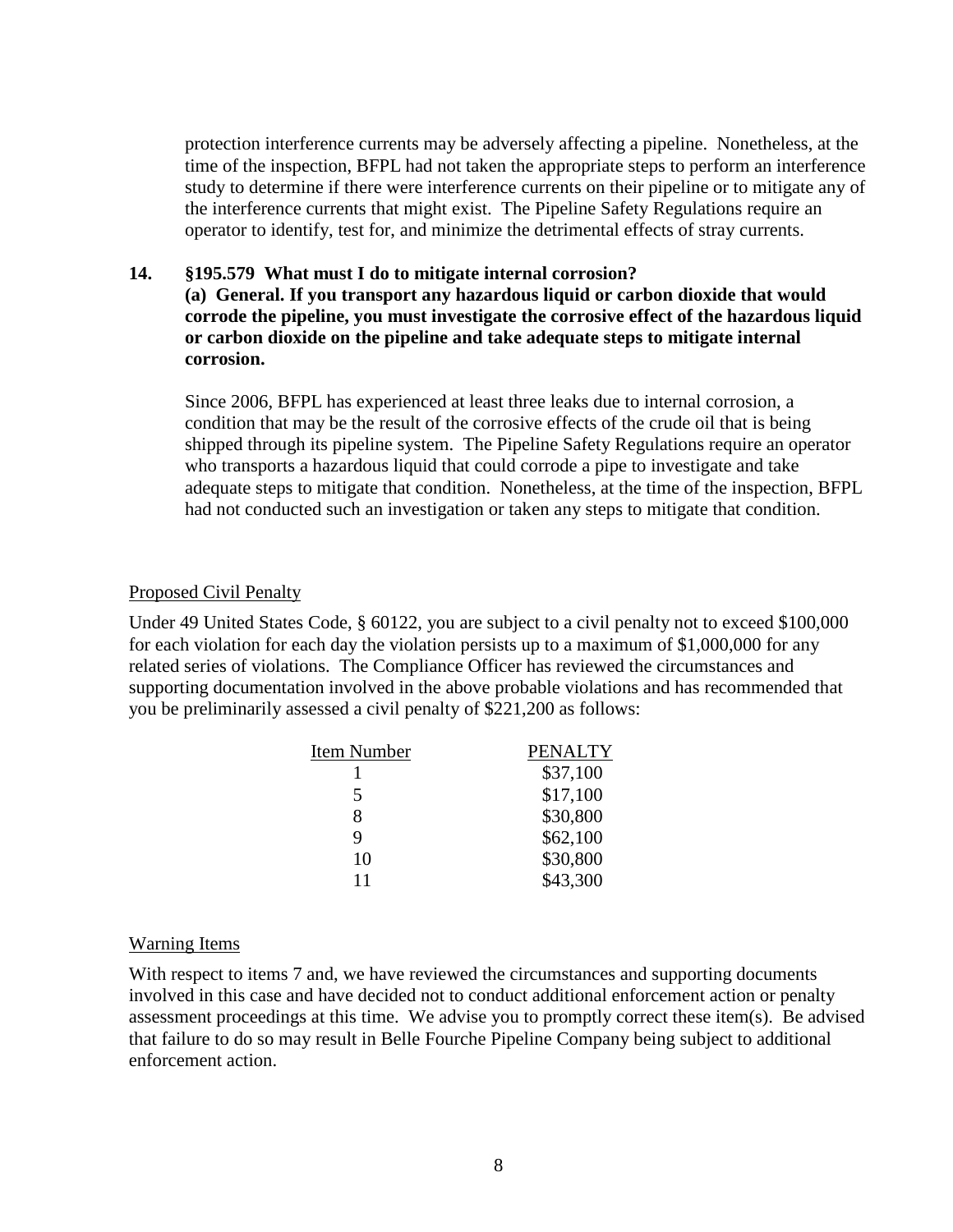protection interference currents may be adversely affecting a pipeline. Nonetheless, at the time of the inspection, BFPL had not taken the appropriate steps to perform an interference study to determine if there were interference currents on their pipeline or to mitigate any of the interference currents that might exist. The Pipeline Safety Regulations require an operator to identify, test for, and minimize the detrimental effects of stray currents.

**14. §195.579 What must I do to mitigate internal corrosion?**
**(a) General. If you transport any hazardous liquid or carbon dioxide that would corrode the pipeline, you must investigate the corrosive effect of the hazardous liquid or carbon dioxide on the pipeline and take adequate steps to mitigate internal corrosion.**

Since 2006, BFPL has experienced at least three leaks due to internal corrosion, a condition that may be the result of the corrosive effects of the crude oil that is being shipped through its pipeline system. The Pipeline Safety Regulations require an operator who transports a hazardous liquid that could corrode a pipe to investigate and take adequate steps to mitigate that condition. Nonetheless, at the time of the inspection, BFPL had not conducted such an investigation or taken any steps to mitigate that condition.

Proposed Civil Penalty

Under 49 United States Code, § 60122, you are subject to a civil penalty not to exceed $100,000 for each violation for each day the violation persists up to a maximum of $1,000,000 for any related series of violations. The Compliance Officer has reviewed the circumstances and supporting documentation involved in the above probable violations and has recommended that you be preliminarily assessed a civil penalty of $221,200 as follows:

| Item Number | PENALTY |
|---|---|
| 1 | $37,100 |
| 5 | $17,100 |
| 8 | $30,800 |
| 9 | $62,100 |
| 10 | $30,800 |
| 11 | $43,300 |

Warning Items

With respect to items 7 and, we have reviewed the circumstances and supporting documents involved in this case and have decided not to conduct additional enforcement action or penalty assessment proceedings at this time. We advise you to promptly correct these item(s). Be advised that failure to do so may result in Belle Fourche Pipeline Company being subject to additional enforcement action.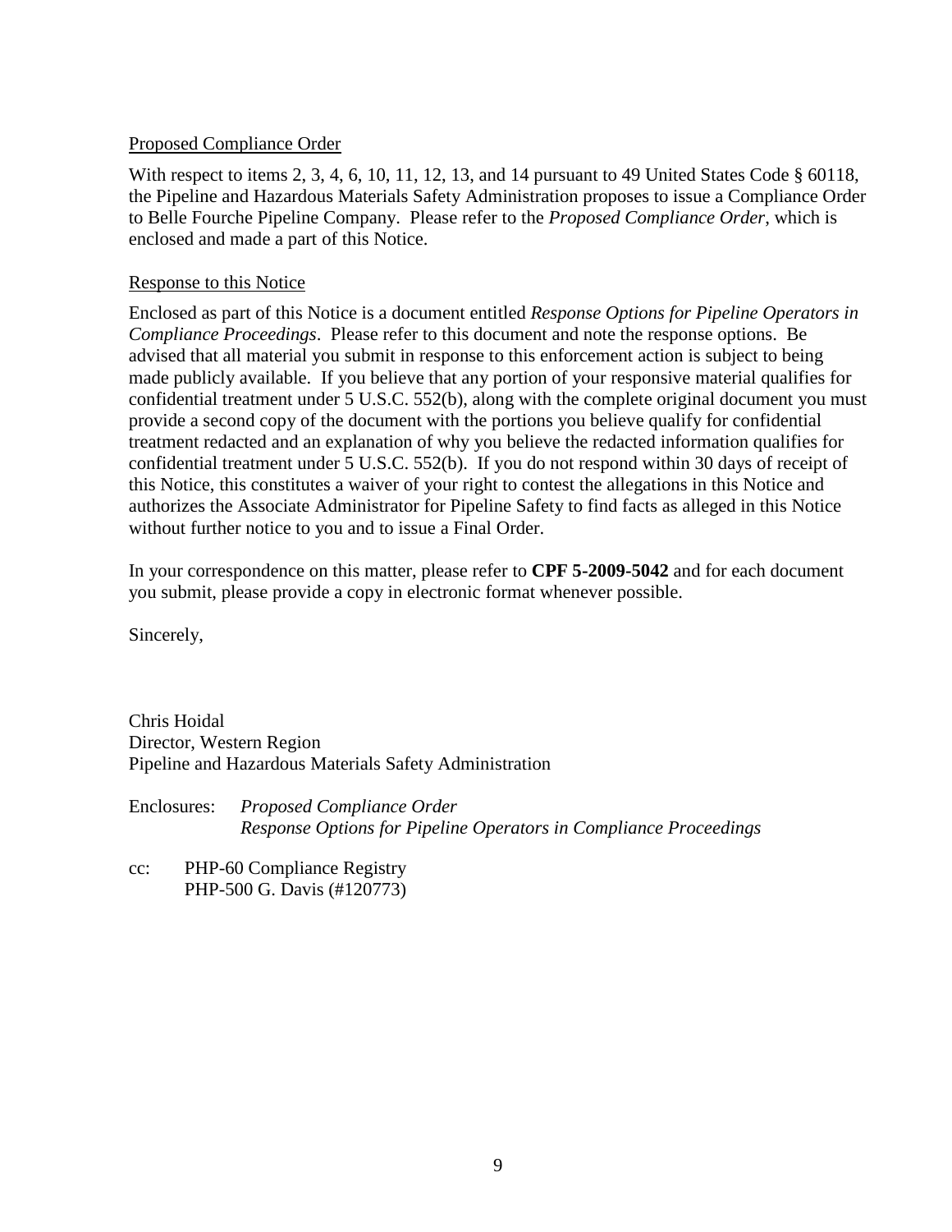Proposed Compliance Order

With respect to items 2, 3, 4, 6, 10, 11, 12, 13, and 14 pursuant to 49 United States Code § 60118, the Pipeline and Hazardous Materials Safety Administration proposes to issue a Compliance Order to Belle Fourche Pipeline Company. Please refer to the *Proposed Compliance Order*, which is enclosed and made a part of this Notice.

Response to this Notice

Enclosed as part of this Notice is a document entitled *Response Options for Pipeline Operators in Compliance Proceedings*. Please refer to this document and note the response options. Be advised that all material you submit in response to this enforcement action is subject to being made publicly available. If you believe that any portion of your responsive material qualifies for confidential treatment under 5 U.S.C. 552(b), along with the complete original document you must provide a second copy of the document with the portions you believe qualify for confidential treatment redacted and an explanation of why you believe the redacted information qualifies for confidential treatment under 5 U.S.C. 552(b). If you do not respond within 30 days of receipt of this Notice, this constitutes a waiver of your right to contest the allegations in this Notice and authorizes the Associate Administrator for Pipeline Safety to find facts as alleged in this Notice without further notice to you and to issue a Final Order.

In your correspondence on this matter, please refer to **CPF 5-2009-5042** and for each document you submit, please provide a copy in electronic format whenever possible.

Sincerely,

Chris Hoidal
Director, Western Region
Pipeline and Hazardous Materials Safety Administration

Enclosures: *Proposed Compliance Order*
*Response Options for Pipeline Operators in Compliance Proceedings*

cc: PHP-60 Compliance Registry
PHP-500 G. Davis (#120773)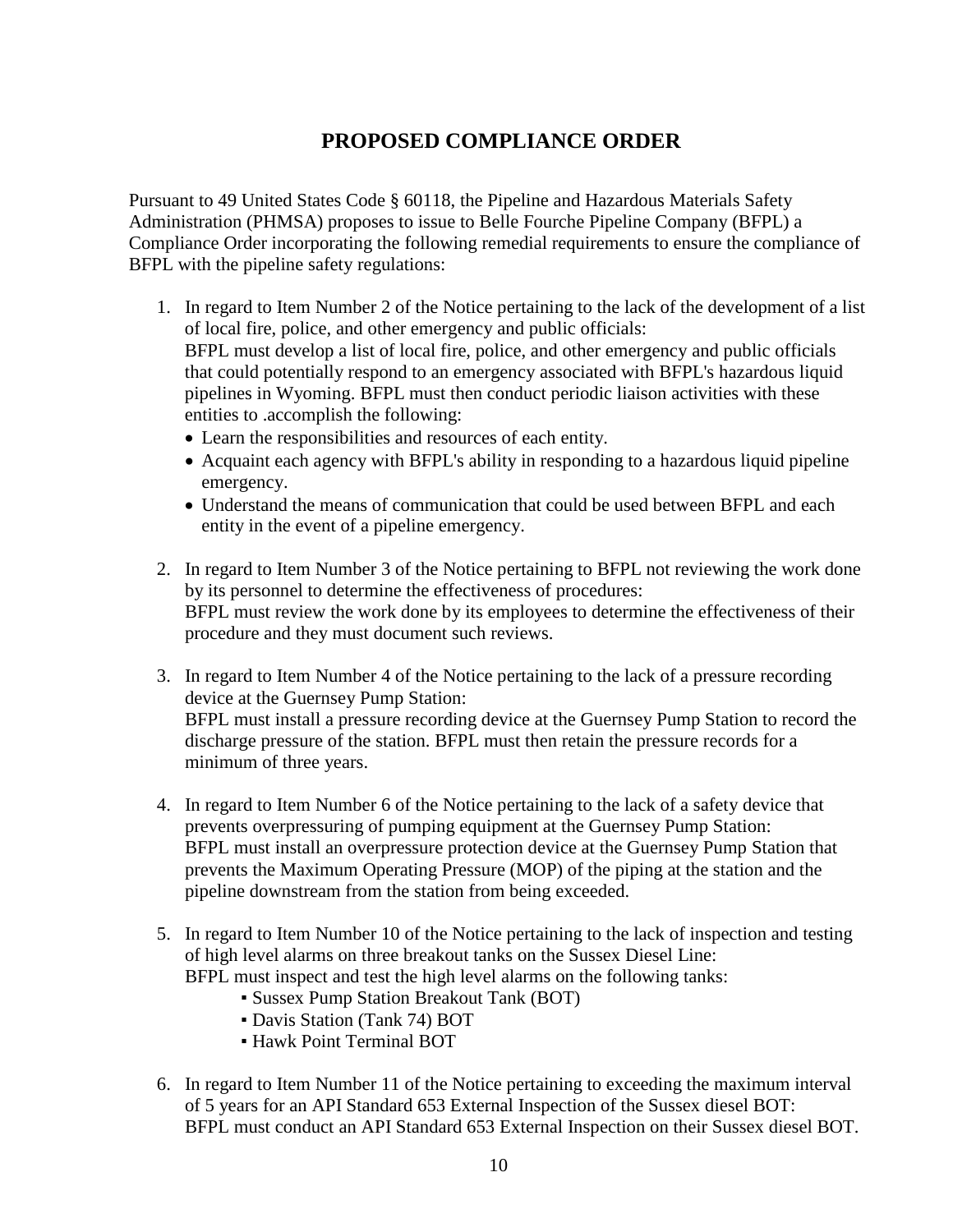## PROPOSED COMPLIANCE ORDER

Pursuant to 49 United States Code § 60118, the Pipeline and Hazardous Materials Safety Administration (PHMSA) proposes to issue to Belle Fourche Pipeline Company (BFPL) a Compliance Order incorporating the following remedial requirements to ensure the compliance of BFPL with the pipeline safety regulations:

1. In regard to Item Number 2 of the Notice pertaining to the lack of the development of a list of local fire, police, and other emergency and public officials:
   BFPL must develop a list of local fire, police, and other emergency and public officials that could potentially respond to an emergency associated with BFPL's hazardous liquid pipelines in Wyoming. BFPL must then conduct periodic liaison activities with these entities to .accomplish the following:
   - Learn the responsibilities and resources of each entity.
   - Acquaint each agency with BFPL's ability in responding to a hazardous liquid pipeline emergency.
   - Understand the means of communication that could be used between BFPL and each entity in the event of a pipeline emergency.

2. In regard to Item Number 3 of the Notice pertaining to BFPL not reviewing the work done by its personnel to determine the effectiveness of procedures:
   BFPL must review the work done by its employees to determine the effectiveness of their procedure and they must document such reviews.

3. In regard to Item Number 4 of the Notice pertaining to the lack of a pressure recording device at the Guernsey Pump Station:
   BFPL must install a pressure recording device at the Guernsey Pump Station to record the discharge pressure of the station. BFPL must then retain the pressure records for a minimum of three years.

4. In regard to Item Number 6 of the Notice pertaining to the lack of a safety device that prevents overpressuring of pumping equipment at the Guernsey Pump Station:
   BFPL must install an overpressure protection device at the Guernsey Pump Station that prevents the Maximum Operating Pressure (MOP) of the piping at the station and the pipeline downstream from the station from being exceeded.

5. In regard to Item Number 10 of the Notice pertaining to the lack of inspection and testing of high level alarms on three breakout tanks on the Sussex Diesel Line:
   BFPL must inspect and test the high level alarms on the following tanks:
   - Sussex Pump Station Breakout Tank (BOT)
   - Davis Station (Tank 74) BOT
   - Hawk Point Terminal BOT

6. In regard to Item Number 11 of the Notice pertaining to exceeding the maximum interval of 5 years for an API Standard 653 External Inspection of the Sussex diesel BOT:
   BFPL must conduct an API Standard 653 External Inspection on their Sussex diesel BOT.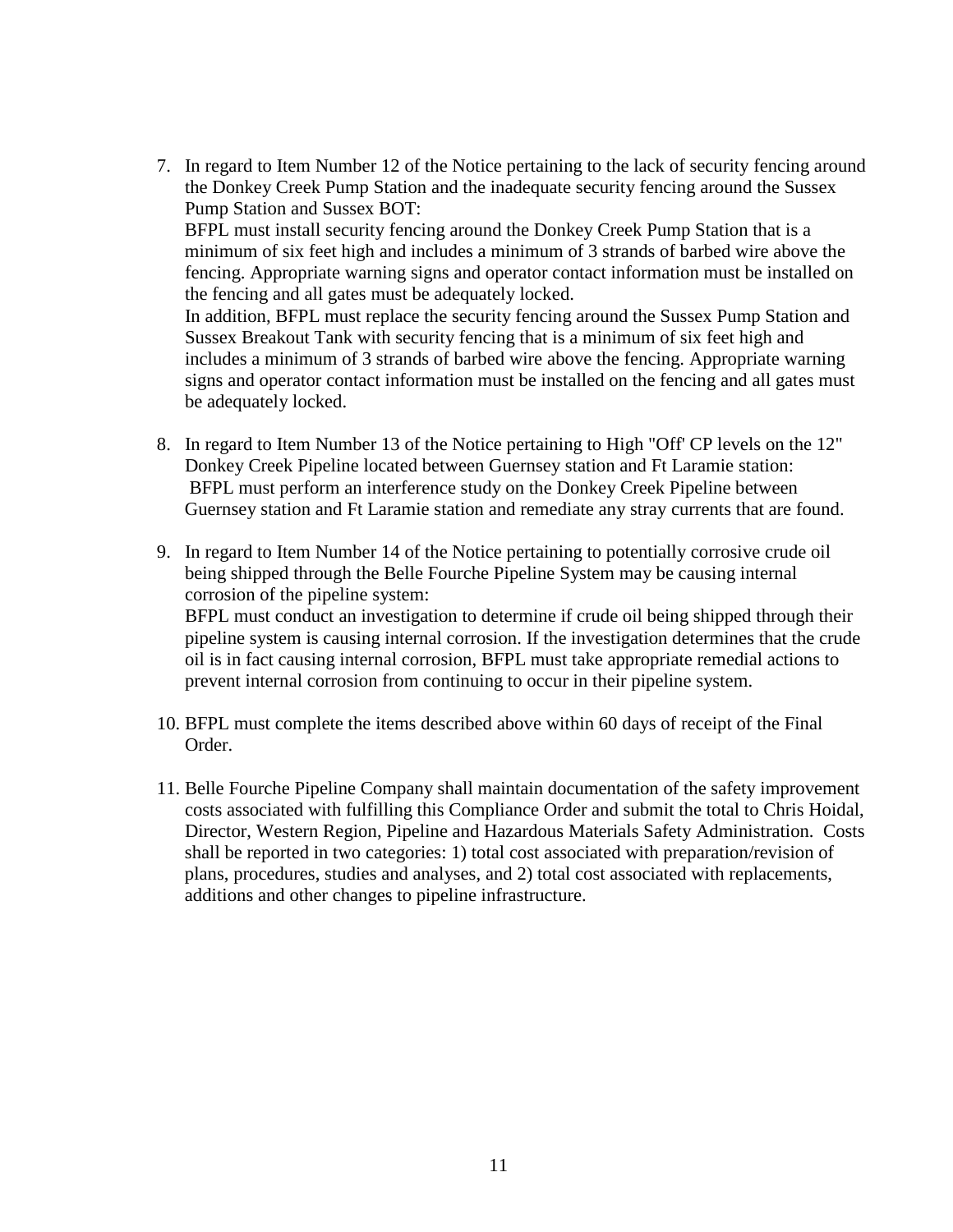7. In regard to Item Number 12 of the Notice pertaining to the lack of security fencing around the Donkey Creek Pump Station and the inadequate security fencing around the Sussex Pump Station and Sussex BOT:
   BFPL must install security fencing around the Donkey Creek Pump Station that is a minimum of six feet high and includes a minimum of 3 strands of barbed wire above the fencing. Appropriate warning signs and operator contact information must be installed on the fencing and all gates must be adequately locked.
   In addition, BFPL must replace the security fencing around the Sussex Pump Station and Sussex Breakout Tank with security fencing that is a minimum of six feet high and includes a minimum of 3 strands of barbed wire above the fencing. Appropriate warning signs and operator contact information must be installed on the fencing and all gates must be adequately locked.

8. In regard to Item Number 13 of the Notice pertaining to High "Off' CP levels on the 12" Donkey Creek Pipeline located between Guernsey station and Ft Laramie station:
   BFPL must perform an interference study on the Donkey Creek Pipeline between Guernsey station and Ft Laramie station and remediate any stray currents that are found.

9. In regard to Item Number 14 of the Notice pertaining to potentially corrosive crude oil being shipped through the Belle Fourche Pipeline System may be causing internal corrosion of the pipeline system:
   BFPL must conduct an investigation to determine if crude oil being shipped through their pipeline system is causing internal corrosion. If the investigation determines that the crude oil is in fact causing internal corrosion, BFPL must take appropriate remedial actions to prevent internal corrosion from continuing to occur in their pipeline system.

10. BFPL must complete the items described above within 60 days of receipt of the Final Order.

11. Belle Fourche Pipeline Company shall maintain documentation of the safety improvement costs associated with fulfilling this Compliance Order and submit the total to Chris Hoidal, Director, Western Region, Pipeline and Hazardous Materials Safety Administration. Costs shall be reported in two categories: 1) total cost associated with preparation/revision of plans, procedures, studies and analyses, and 2) total cost associated with replacements, additions and other changes to pipeline infrastructure.